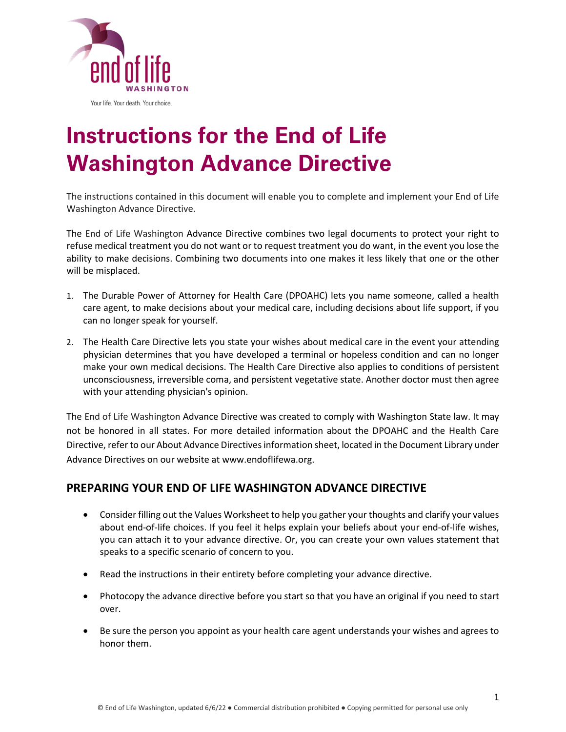end of life
WASHINGTON

Your life. Your death. Your choice.

# Instructions for the End of Life Washington Advance Directive

The instructions contained in this document will enable you to complete and implement your End of Life Washington Advance Directive.

The End of Life Washington Advance Directive combines two legal documents to protect your right to refuse medical treatment you do not want or to request treatment you do want, in the event you lose the ability to make decisions. Combining two documents into one makes it less likely that one or the other will be misplaced.

1. The Durable Power of Attorney for Health Care (DPOAHC) lets you name someone, called a health care agent, to make decisions about your medical care, including decisions about life support, if you can no longer speak for yourself.
2. The Health Care Directive lets you state your wishes about medical care in the event your attending physician determines that you have developed a terminal or hopeless condition and can no longer make your own medical decisions. The Health Care Directive also applies to conditions of persistent unconsciousness, irreversible coma, and persistent vegetative state. Another doctor must then agree with your attending physician's opinion.

The End of Life Washington Advance Directive was created to comply with Washington State law. It may not be honored in all states. For more detailed information about the DPOAHC and the Health Care Directive, refer to our About Advance Directives information sheet, located in the Document Library under Advance Directives on our website at www.endoflifewa.org.

## PREPARING YOUR END OF LIFE WASHINGTON ADVANCE DIRECTIVE

- Consider filling out the Values Worksheet to help you gather your thoughts and clarify your values about end-of-life choices. If you feel it helps explain your beliefs about your end-of-life wishes, you can attach it to your advance directive. Or, you can create your own values statement that speaks to a specific scenario of concern to you.
- Read the instructions in their entirety before completing your advance directive.
- Photocopy the advance directive before you start so that you have an original if you need to start over.
- Be sure the person you appoint as your health care agent understands your wishes and agrees to honor them.

© End of Life Washington, updated 6/6/22 ● Commercial distribution prohibited ● Copying permitted for personal use only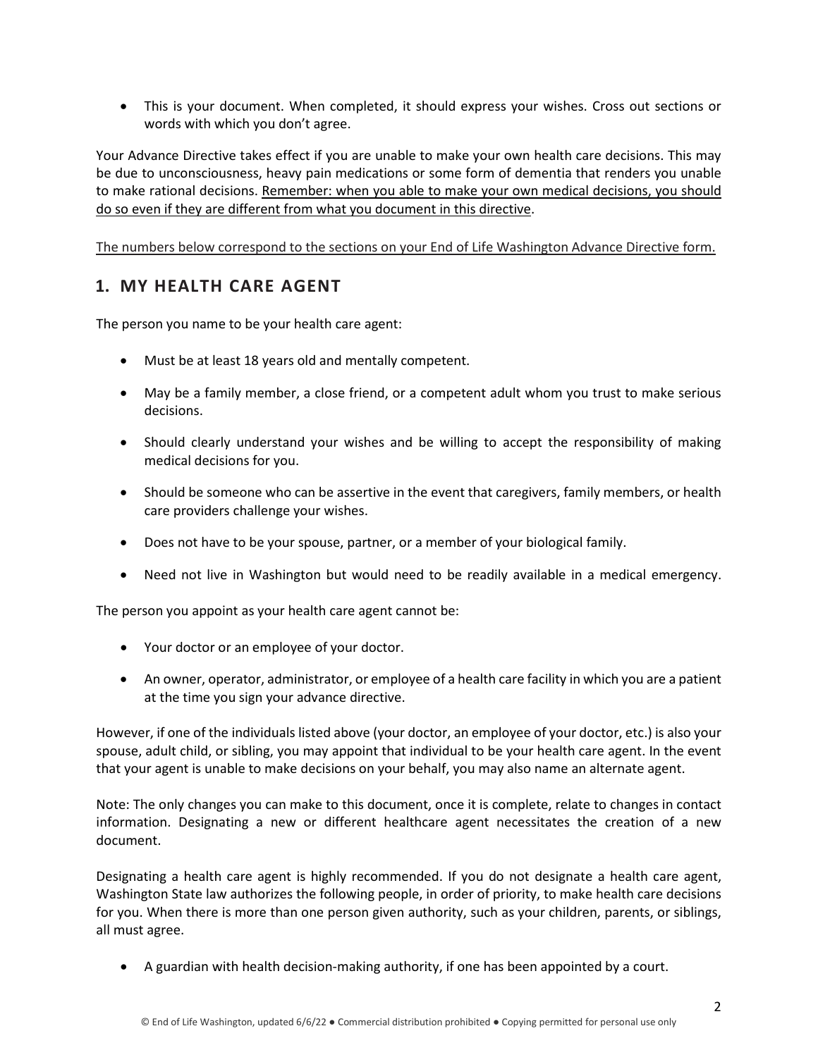- This is your document. When completed, it should express your wishes. Cross out sections or words with which you don't agree.

Your Advance Directive takes effect if you are unable to make your own health care decisions. This may be due to unconsciousness, heavy pain medications or some form of dementia that renders you unable to make rational decisions. <u>Remember: when you able to make your own medical decisions, you should do so even if they are different from what you document in this directive</u>.

<u>The numbers below correspond to the sections on your End of Life Washington Advance Directive form.</u>

## 1. MY HEALTH CARE AGENT

The person you name to be your health care agent:

- Must be at least 18 years old and mentally competent.
- May be a family member, a close friend, or a competent adult whom you trust to make serious decisions.
- Should clearly understand your wishes and be willing to accept the responsibility of making medical decisions for you.
- Should be someone who can be assertive in the event that caregivers, family members, or health care providers challenge your wishes.
- Does not have to be your spouse, partner, or a member of your biological family.
- Need not live in Washington but would need to be readily available in a medical emergency.

The person you appoint as your health care agent cannot be:

- Your doctor or an employee of your doctor.
- An owner, operator, administrator, or employee of a health care facility in which you are a patient at the time you sign your advance directive.

However, if one of the individuals listed above (your doctor, an employee of your doctor, etc.) is also your spouse, adult child, or sibling, you may appoint that individual to be your health care agent. In the event that your agent is unable to make decisions on your behalf, you may also name an alternate agent.

Note: The only changes you can make to this document, once it is complete, relate to changes in contact information. Designating a new or different healthcare agent necessitates the creation of a new document.

Designating a health care agent is highly recommended. If you do not designate a health care agent, Washington State law authorizes the following people, in order of priority, to make health care decisions for you. When there is more than one person given authority, such as your children, parents, or siblings, all must agree.

- A guardian with health decision-making authority, if one has been appointed by a court.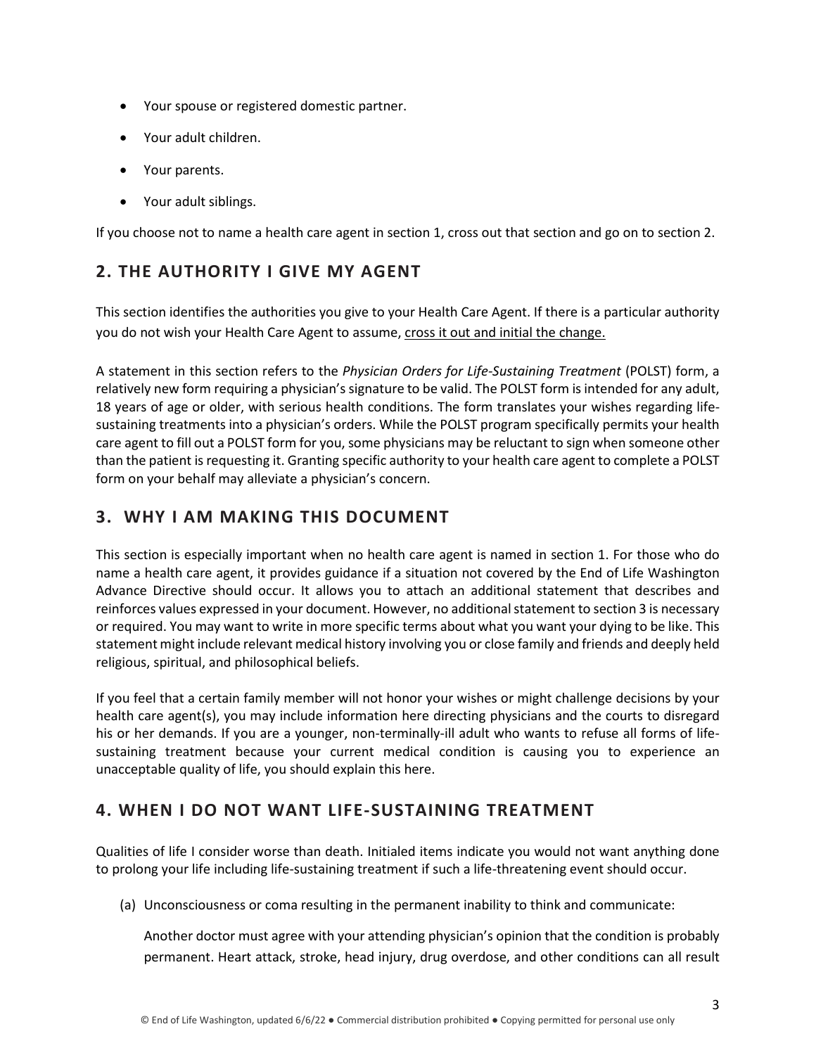- Your spouse or registered domestic partner.
- Your adult children.
- Your parents.
- Your adult siblings.

If you choose not to name a health care agent in section 1, cross out that section and go on to section 2.

## 2. THE AUTHORITY I GIVE MY AGENT

This section identifies the authorities you give to your Health Care Agent. If there is a particular authority you do not wish your Health Care Agent to assume, <u>cross it out and initial the change.</u>

A statement in this section refers to the *Physician Orders for Life-Sustaining Treatment* (POLST) form, a relatively new form requiring a physician's signature to be valid. The POLST form is intended for any adult, 18 years of age or older, with serious health conditions. The form translates your wishes regarding life-sustaining treatments into a physician's orders. While the POLST program specifically permits your health care agent to fill out a POLST form for you, some physicians may be reluctant to sign when someone other than the patient is requesting it. Granting specific authority to your health care agent to complete a POLST form on your behalf may alleviate a physician's concern.

## 3. WHY I AM MAKING THIS DOCUMENT

This section is especially important when no health care agent is named in section 1. For those who do name a health care agent, it provides guidance if a situation not covered by the End of Life Washington Advance Directive should occur. It allows you to attach an additional statement that describes and reinforces values expressed in your document. However, no additional statement to section 3 is necessary or required. You may want to write in more specific terms about what you want your dying to be like. This statement might include relevant medical history involving you or close family and friends and deeply held religious, spiritual, and philosophical beliefs.

If you feel that a certain family member will not honor your wishes or might challenge decisions by your health care agent(s), you may include information here directing physicians and the courts to disregard his or her demands. If you are a younger, non-terminally-ill adult who wants to refuse all forms of life-sustaining treatment because your current medical condition is causing you to experience an unacceptable quality of life, you should explain this here.

## 4. WHEN I DO NOT WANT LIFE-SUSTAINING TREATMENT

Qualities of life I consider worse than death. Initialed items indicate you would not want anything done to prolong your life including life-sustaining treatment if such a life-threatening event should occur.

(a) Unconsciousness or coma resulting in the permanent inability to think and communicate:

Another doctor must agree with your attending physician's opinion that the condition is probably permanent. Heart attack, stroke, head injury, drug overdose, and other conditions can all result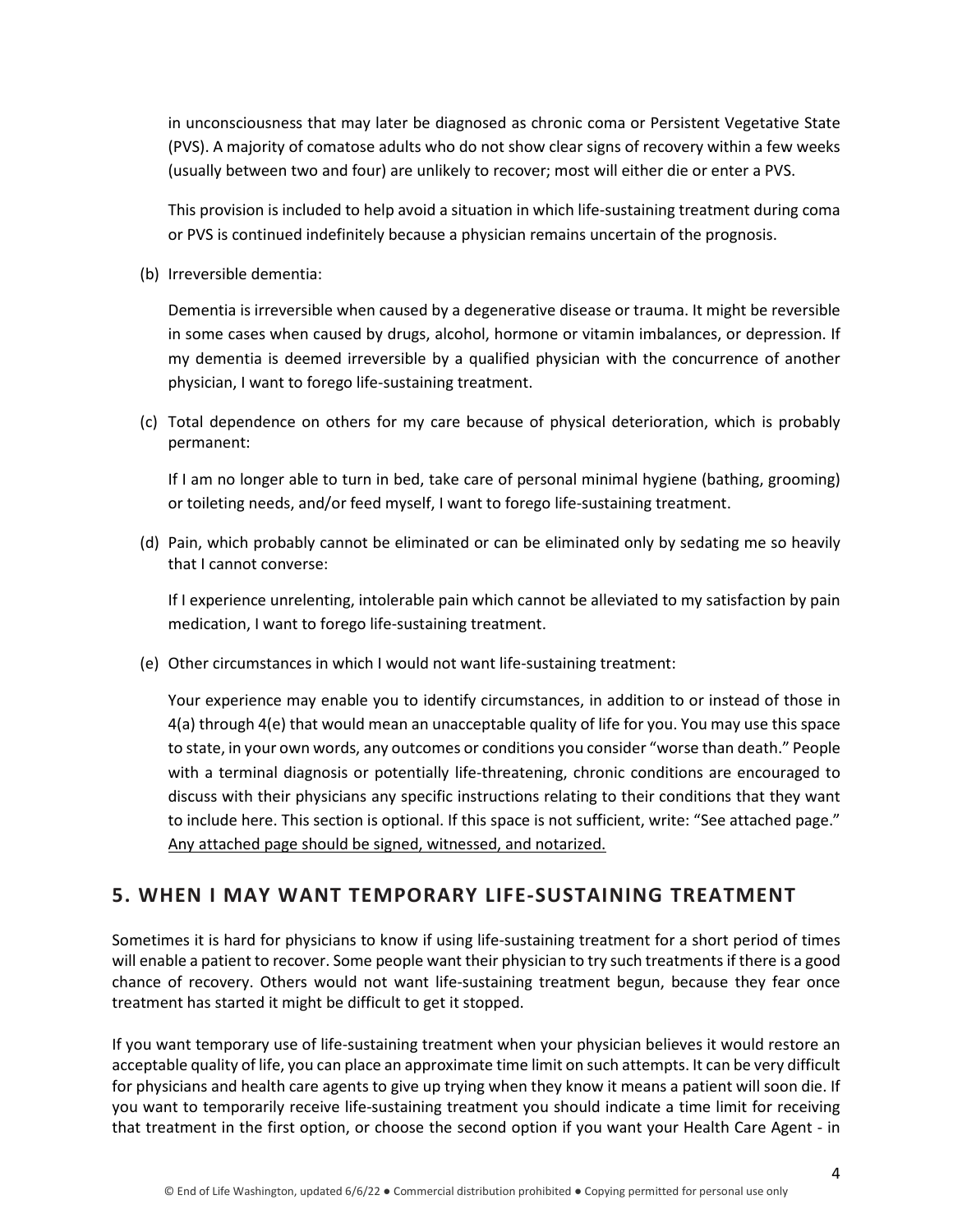in unconsciousness that may later be diagnosed as chronic coma or Persistent Vegetative State (PVS). A majority of comatose adults who do not show clear signs of recovery within a few weeks (usually between two and four) are unlikely to recover; most will either die or enter a PVS.

This provision is included to help avoid a situation in which life-sustaining treatment during coma or PVS is continued indefinitely because a physician remains uncertain of the prognosis.

(b) Irreversible dementia:

Dementia is irreversible when caused by a degenerative disease or trauma. It might be reversible in some cases when caused by drugs, alcohol, hormone or vitamin imbalances, or depression. If my dementia is deemed irreversible by a qualified physician with the concurrence of another physician, I want to forego life-sustaining treatment.

(c) Total dependence on others for my care because of physical deterioration, which is probably permanent:

If I am no longer able to turn in bed, take care of personal minimal hygiene (bathing, grooming) or toileting needs, and/or feed myself, I want to forego life-sustaining treatment.

(d) Pain, which probably cannot be eliminated or can be eliminated only by sedating me so heavily that I cannot converse:

If I experience unrelenting, intolerable pain which cannot be alleviated to my satisfaction by pain medication, I want to forego life-sustaining treatment.

(e) Other circumstances in which I would not want life-sustaining treatment:

Your experience may enable you to identify circumstances, in addition to or instead of those in 4(a) through 4(e) that would mean an unacceptable quality of life for you. You may use this space to state, in your own words, any outcomes or conditions you consider "worse than death." People with a terminal diagnosis or potentially life-threatening, chronic conditions are encouraged to discuss with their physicians any specific instructions relating to their conditions that they want to include here. This section is optional. If this space is not sufficient, write: "See attached page." <u>Any attached page should be signed, witnessed, and notarized.</u>

## 5. WHEN I MAY WANT TEMPORARY LIFE-SUSTAINING TREATMENT

Sometimes it is hard for physicians to know if using life-sustaining treatment for a short period of times will enable a patient to recover. Some people want their physician to try such treatments if there is a good chance of recovery. Others would not want life-sustaining treatment begun, because they fear once treatment has started it might be difficult to get it stopped.

If you want temporary use of life-sustaining treatment when your physician believes it would restore an acceptable quality of life, you can place an approximate time limit on such attempts. It can be very difficult for physicians and health care agents to give up trying when they know it means a patient will soon die. If you want to temporarily receive life-sustaining treatment you should indicate a time limit for receiving that treatment in the first option, or choose the second option if you want your Health Care Agent - in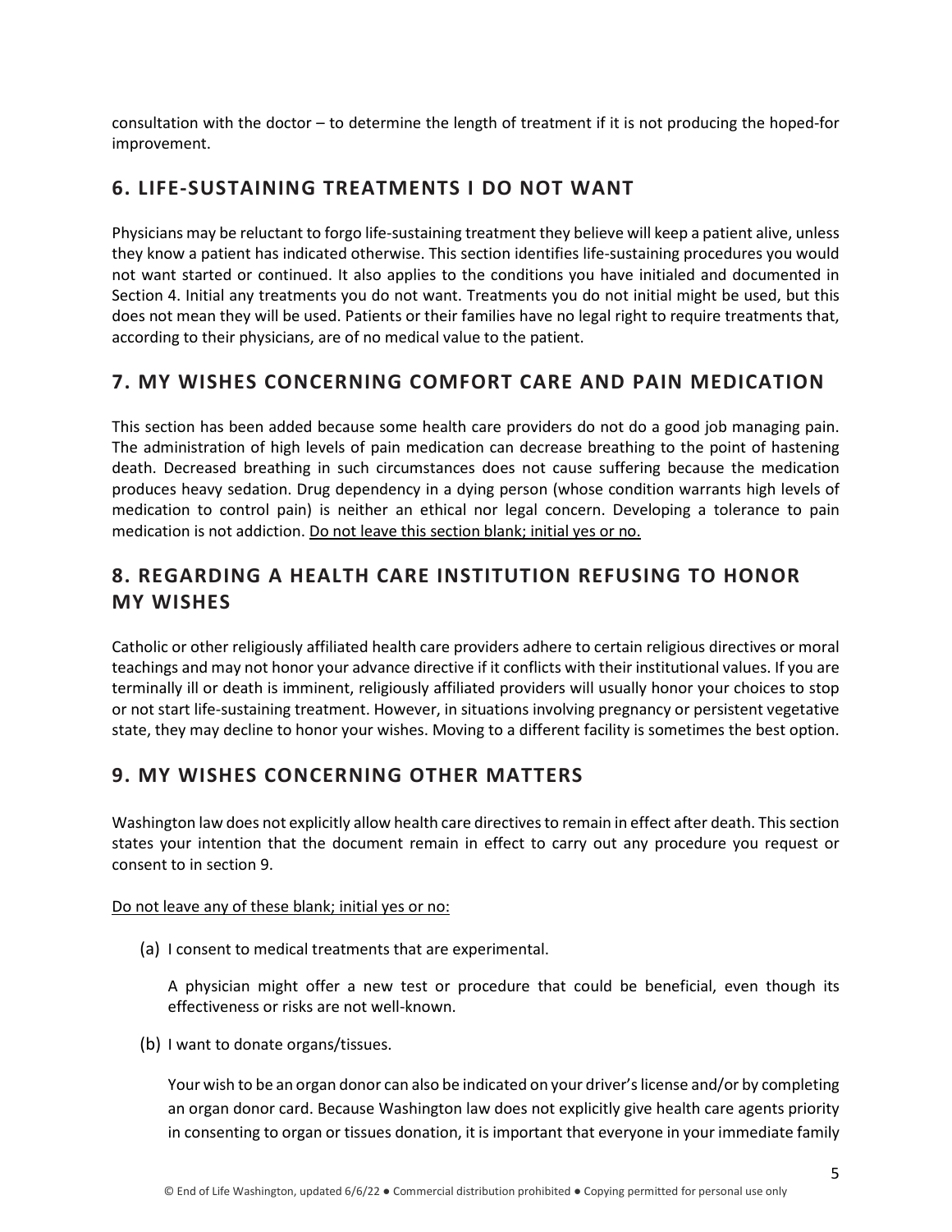consultation with the doctor – to determine the length of treatment if it is not producing the hoped-for improvement.

## 6. LIFE-SUSTAINING TREATMENTS I DO NOT WANT

Physicians may be reluctant to forgo life-sustaining treatment they believe will keep a patient alive, unless they know a patient has indicated otherwise. This section identifies life-sustaining procedures you would not want started or continued. It also applies to the conditions you have initialed and documented in Section 4. Initial any treatments you do not want. Treatments you do not initial might be used, but this does not mean they will be used. Patients or their families have no legal right to require treatments that, according to their physicians, are of no medical value to the patient.

## 7. MY WISHES CONCERNING COMFORT CARE AND PAIN MEDICATION

This section has been added because some health care providers do not do a good job managing pain. The administration of high levels of pain medication can decrease breathing to the point of hastening death. Decreased breathing in such circumstances does not cause suffering because the medication produces heavy sedation. Drug dependency in a dying person (whose condition warrants high levels of medication to control pain) is neither an ethical nor legal concern. Developing a tolerance to pain medication is not addiction. Do not leave this section blank; initial yes or no.

## 8. REGARDING A HEALTH CARE INSTITUTION REFUSING TO HONOR MY WISHES

Catholic or other religiously affiliated health care providers adhere to certain religious directives or moral teachings and may not honor your advance directive if it conflicts with their institutional values. If you are terminally ill or death is imminent, religiously affiliated providers will usually honor your choices to stop or not start life-sustaining treatment. However, in situations involving pregnancy or persistent vegetative state, they may decline to honor your wishes. Moving to a different facility is sometimes the best option.

## 9. MY WISHES CONCERNING OTHER MATTERS

Washington law does not explicitly allow health care directives to remain in effect after death. This section states your intention that the document remain in effect to carry out any procedure you request or consent to in section 9.

Do not leave any of these blank; initial yes or no:

(a) I consent to medical treatments that are experimental.

A physician might offer a new test or procedure that could be beneficial, even though its effectiveness or risks are not well-known.

(b) I want to donate organs/tissues.

Your wish to be an organ donor can also be indicated on your driver's license and/or by completing an organ donor card. Because Washington law does not explicitly give health care agents priority in consenting to organ or tissues donation, it is important that everyone in your immediate family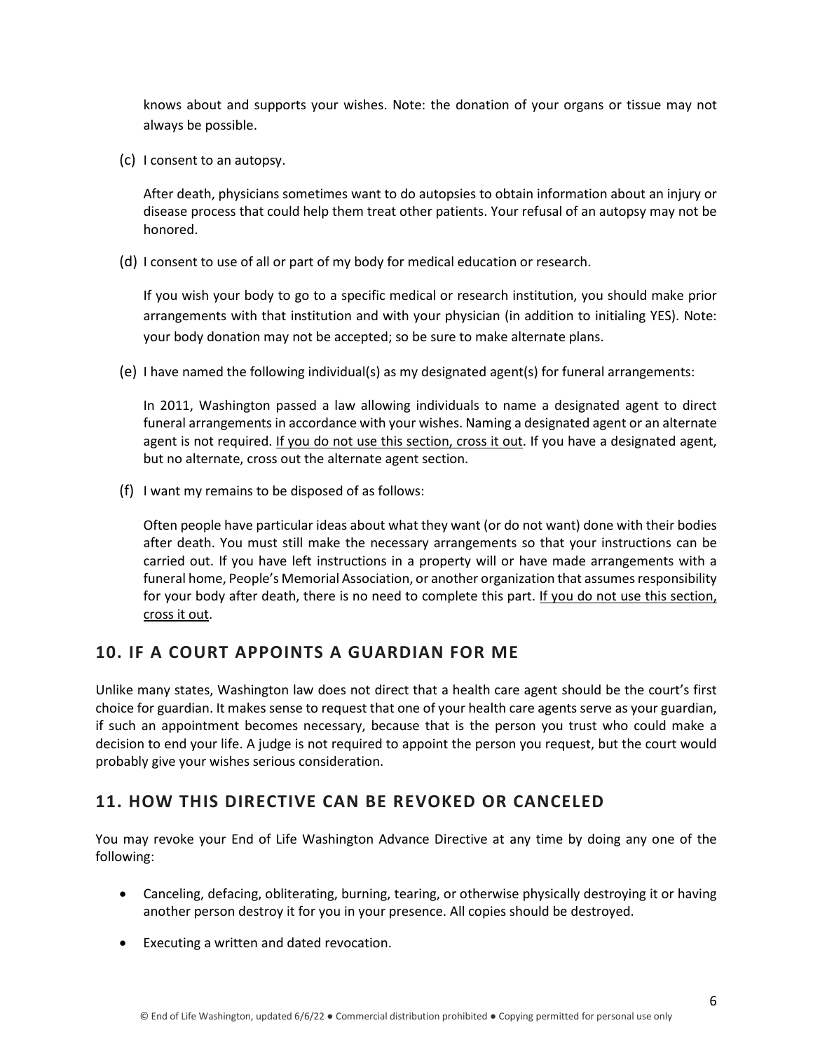knows about and supports your wishes. Note: the donation of your organs or tissue may not always be possible.

(c) I consent to an autopsy.

After death, physicians sometimes want to do autopsies to obtain information about an injury or disease process that could help them treat other patients. Your refusal of an autopsy may not be honored.

(d) I consent to use of all or part of my body for medical education or research.

If you wish your body to go to a specific medical or research institution, you should make prior arrangements with that institution and with your physician (in addition to initialing YES). Note: your body donation may not be accepted; so be sure to make alternate plans.

(e) I have named the following individual(s) as my designated agent(s) for funeral arrangements:

In 2011, Washington passed a law allowing individuals to name a designated agent to direct funeral arrangements in accordance with your wishes. Naming a designated agent or an alternate agent is not required. <u>If you do not use this section, cross it out</u>. If you have a designated agent, but no alternate, cross out the alternate agent section.

(f) I want my remains to be disposed of as follows:

Often people have particular ideas about what they want (or do not want) done with their bodies after death. You must still make the necessary arrangements so that your instructions can be carried out. If you have left instructions in a property will or have made arrangements with a funeral home, People's Memorial Association, or another organization that assumes responsibility for your body after death, there is no need to complete this part. <u>If you do not use this section, cross it out</u>.

## 10. IF A COURT APPOINTS A GUARDIAN FOR ME

Unlike many states, Washington law does not direct that a health care agent should be the court's first choice for guardian. It makes sense to request that one of your health care agents serve as your guardian, if such an appointment becomes necessary, because that is the person you trust who could make a decision to end your life. A judge is not required to appoint the person you request, but the court would probably give your wishes serious consideration.

## 11. HOW THIS DIRECTIVE CAN BE REVOKED OR CANCELED

You may revoke your End of Life Washington Advance Directive at any time by doing any one of the following:

- Canceling, defacing, obliterating, burning, tearing, or otherwise physically destroying it or having another person destroy it for you in your presence. All copies should be destroyed.
- Executing a written and dated revocation.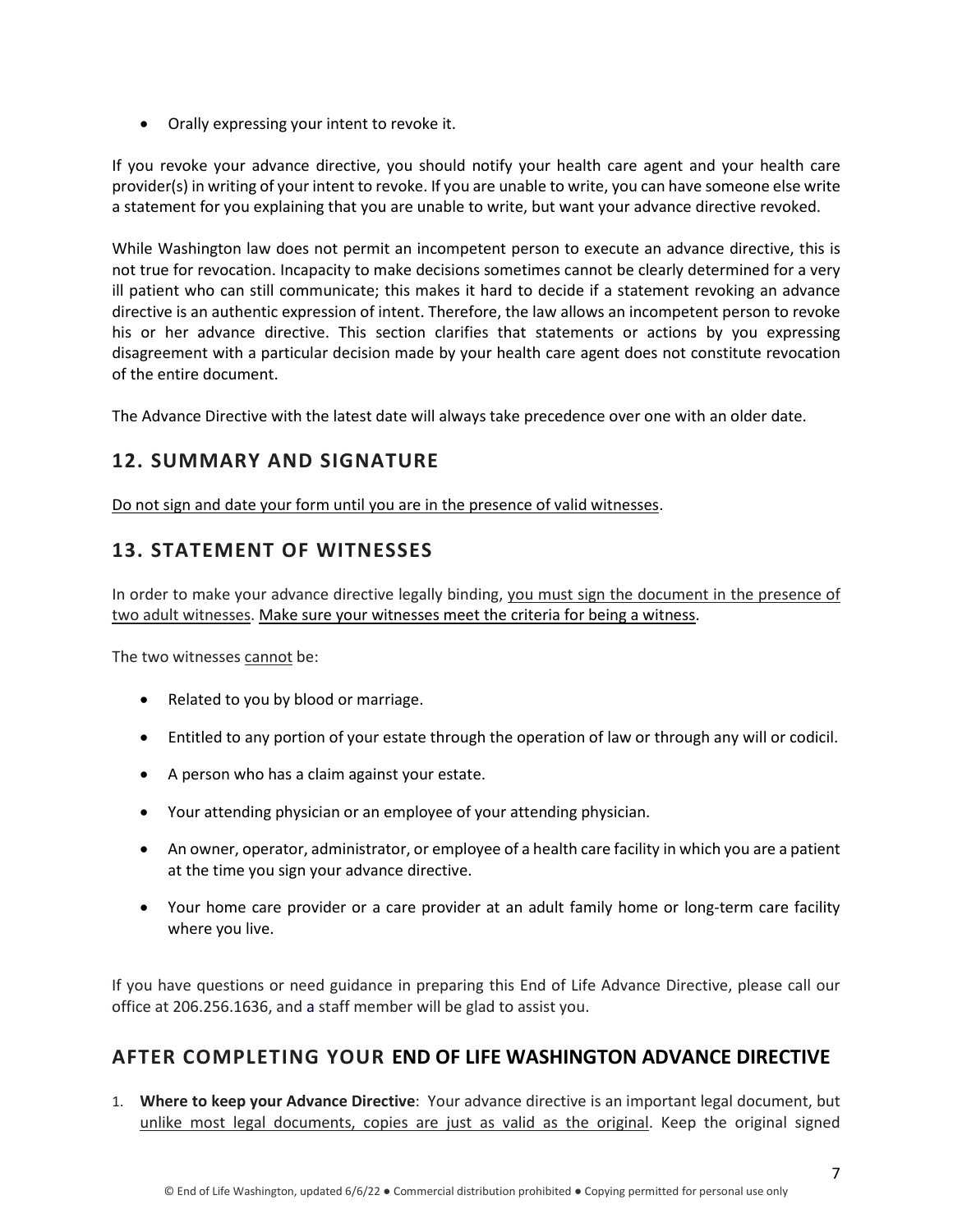- Orally expressing your intent to revoke it.

If you revoke your advance directive, you should notify your health care agent and your health care provider(s) in writing of your intent to revoke. If you are unable to write, you can have someone else write a statement for you explaining that you are unable to write, but want your advance directive revoked.

While Washington law does not permit an incompetent person to execute an advance directive, this is not true for revocation. Incapacity to make decisions sometimes cannot be clearly determined for a very ill patient who can still communicate; this makes it hard to decide if a statement revoking an advance directive is an authentic expression of intent. Therefore, the law allows an incompetent person to revoke his or her advance directive. This section clarifies that statements or actions by you expressing disagreement with a particular decision made by your health care agent does not constitute revocation of the entire document.

The Advance Directive with the latest date will always take precedence over one with an older date.

## 12. SUMMARY AND SIGNATURE

Do not sign and date your form until you are in the presence of valid witnesses.

## 13. STATEMENT OF WITNESSES

In order to make your advance directive legally binding, you must sign the document in the presence of two adult witnesses. Make sure your witnesses meet the criteria for being a witness.

The two witnesses cannot be:

- Related to you by blood or marriage.
- Entitled to any portion of your estate through the operation of law or through any will or codicil.
- A person who has a claim against your estate.
- Your attending physician or an employee of your attending physician.
- An owner, operator, administrator, or employee of a health care facility in which you are a patient at the time you sign your advance directive.
- Your home care provider or a care provider at an adult family home or long-term care facility where you live.

If you have questions or need guidance in preparing this End of Life Advance Directive, please call our office at 206.256.1636, and a staff member will be glad to assist you.

## AFTER COMPLETING YOUR END OF LIFE WASHINGTON ADVANCE DIRECTIVE

1. **Where to keep your Advance Directive**: Your advance directive is an important legal document, but unlike most legal documents, copies are just as valid as the original. Keep the original signed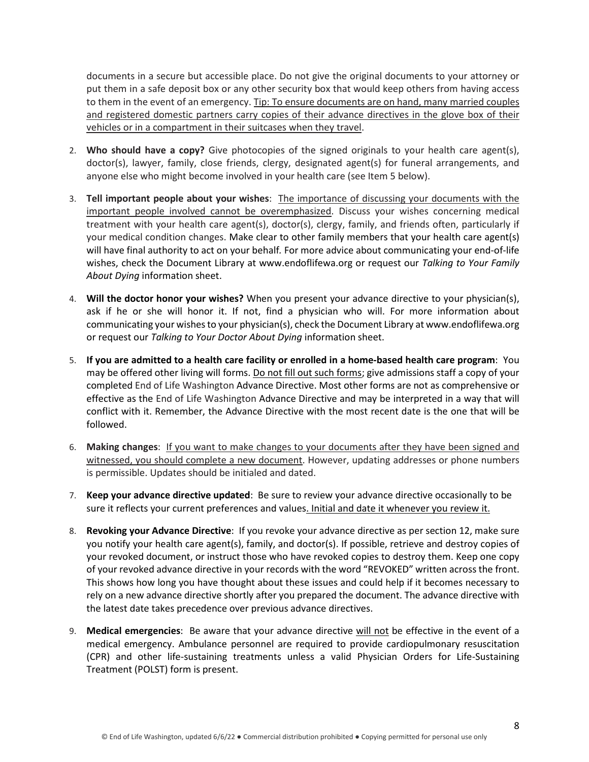documents in a secure but accessible place. Do not give the original documents to your attorney or put them in a safe deposit box or any other security box that would keep others from having access to them in the event of an emergency. Tip: To ensure documents are on hand, many married couples and registered domestic partners carry copies of their advance directives in the glove box of their vehicles or in a compartment in their suitcases when they travel.

2. **Who should have a copy?** Give photocopies of the signed originals to your health care agent(s), doctor(s), lawyer, family, close friends, clergy, designated agent(s) for funeral arrangements, and anyone else who might become involved in your health care (see Item 5 below).

3. **Tell important people about your wishes**: The importance of discussing your documents with the important people involved cannot be overemphasized. Discuss your wishes concerning medical treatment with your health care agent(s), doctor(s), clergy, family, and friends often, particularly if your medical condition changes. Make clear to other family members that your health care agent(s) will have final authority to act on your behalf. For more advice about communicating your end-of-life wishes, check the Document Library at www.endoflifewa.org or request our *Talking to Your Family About Dying* information sheet.

4. **Will the doctor honor your wishes?** When you present your advance directive to your physician(s), ask if he or she will honor it. If not, find a physician who will. For more information about communicating your wishes to your physician(s), check the Document Library at www.endoflifewa.org or request our *Talking to Your Doctor About Dying* information sheet.

5. **If you are admitted to a health care facility or enrolled in a home-based health care program**: You may be offered other living will forms. Do not fill out such forms; give admissions staff a copy of your completed End of Life Washington Advance Directive. Most other forms are not as comprehensive or effective as the End of Life Washington Advance Directive and may be interpreted in a way that will conflict with it. Remember, the Advance Directive with the most recent date is the one that will be followed.

6. **Making changes**: If you want to make changes to your documents after they have been signed and witnessed, you should complete a new document. However, updating addresses or phone numbers is permissible. Updates should be initialed and dated.

7. **Keep your advance directive updated**: Be sure to review your advance directive occasionally to be sure it reflects your current preferences and values. Initial and date it whenever you review it.

8. **Revoking your Advance Directive**: If you revoke your advance directive as per section 12, make sure you notify your health care agent(s), family, and doctor(s). If possible, retrieve and destroy copies of your revoked document, or instruct those who have revoked copies to destroy them. Keep one copy of your revoked advance directive in your records with the word "REVOKED" written across the front. This shows how long you have thought about these issues and could help if it becomes necessary to rely on a new advance directive shortly after you prepared the document. The advance directive with the latest date takes precedence over previous advance directives.

9. **Medical emergencies**: Be aware that your advance directive will not be effective in the event of a medical emergency. Ambulance personnel are required to provide cardiopulmonary resuscitation (CPR) and other life-sustaining treatments unless a valid Physician Orders for Life-Sustaining Treatment (POLST) form is present.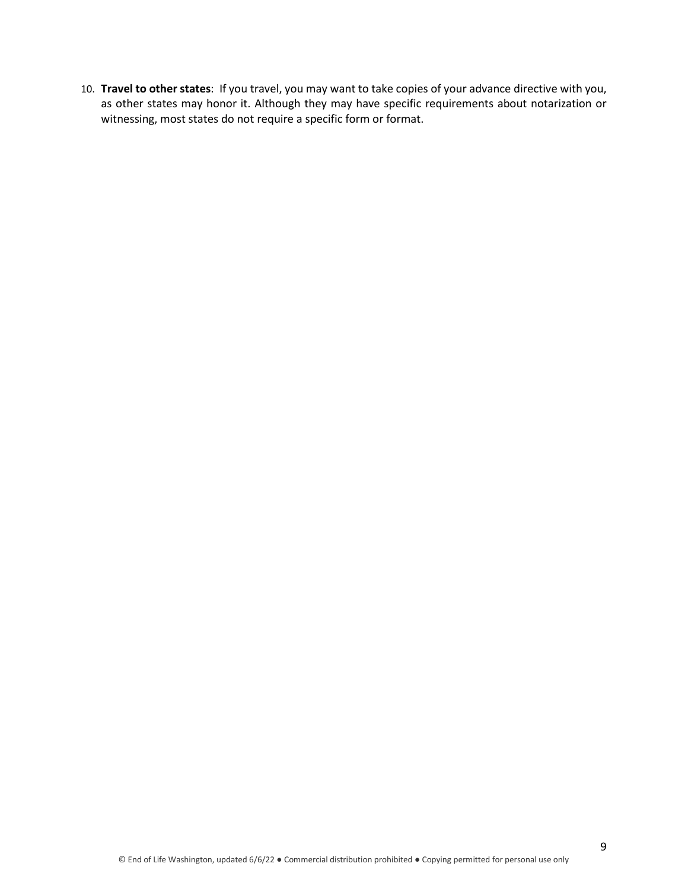10. **Travel to other states**: If you travel, you may want to take copies of your advance directive with you, as other states may honor it. Although they may have specific requirements about notarization or witnessing, most states do not require a specific form or format.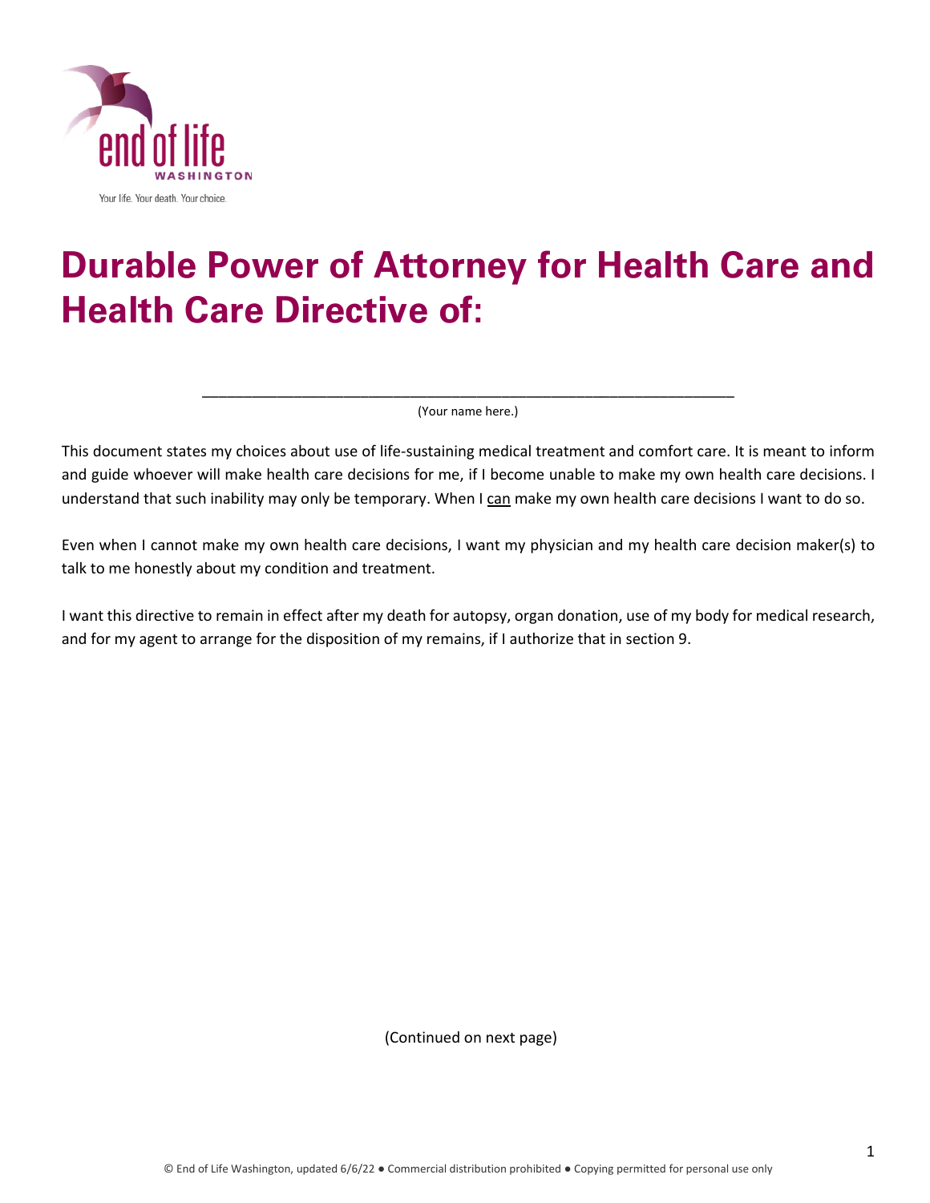# Durable Power of Attorney for Health Care and Health Care Directive of:

_______________________________________________________________

(Your name here.)

This document states my choices about use of life-sustaining medical treatment and comfort care. It is meant to inform and guide whoever will make health care decisions for me, if I become unable to make my own health care decisions. I understand that such inability may only be temporary. When I can make my own health care decisions I want to do so.

Even when I cannot make my own health care decisions, I want my physician and my health care decision maker(s) to talk to me honestly about my condition and treatment.

I want this directive to remain in effect after my death for autopsy, organ donation, use of my body for medical research, and for my agent to arrange for the disposition of my remains, if I authorize that in section 9.

(Continued on next page)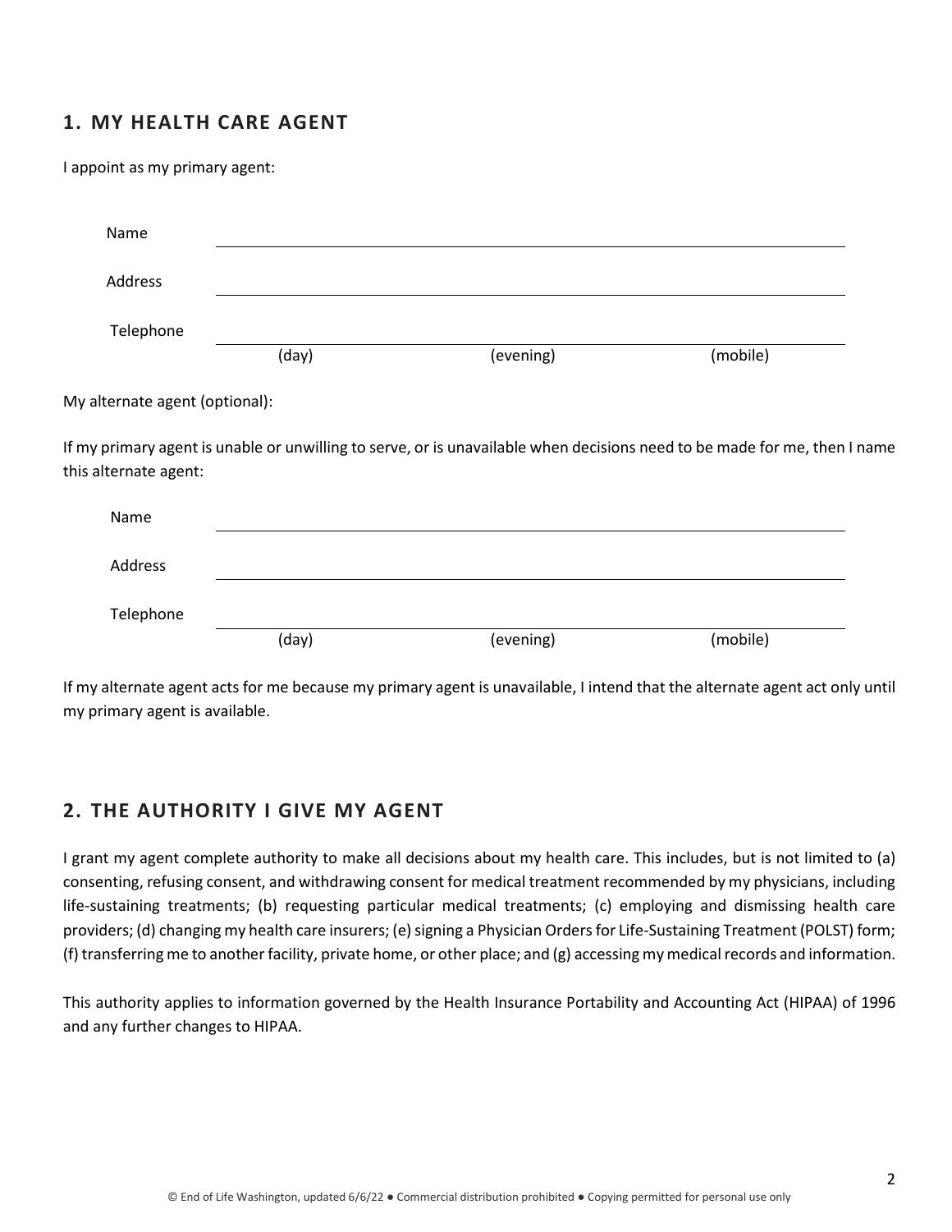## 1. MY HEALTH CARE AGENT

I appoint as my primary agent:

Name \_\_\_\_\_\_\_\_\_\_\_\_\_\_\_\_\_\_\_\_\_\_\_\_\_\_\_\_\_\_\_\_\_\_\_\_\_\_\_\_\_\_\_\_

Address \_\_\_\_\_\_\_\_\_\_\_\_\_\_\_\_\_\_\_\_\_\_\_\_\_\_\_\_\_\_\_\_\_\_\_\_\_\_\_\_\_\_\_\_

Telephone \_\_\_\_\_\_\_\_\_\_\_\_\_\_\_\_\_\_\_\_\_\_\_\_\_\_\_\_\_\_\_\_\_\_\_\_\_\_\_\_\_\_\_\_

(day) (evening) (mobile)

My alternate agent (optional):

If my primary agent is unable or unwilling to serve, or is unavailable when decisions need to be made for me, then I name this alternate agent:

Name \_\_\_\_\_\_\_\_\_\_\_\_\_\_\_\_\_\_\_\_\_\_\_\_\_\_\_\_\_\_\_\_\_\_\_\_\_\_\_\_\_\_\_\_

Address \_\_\_\_\_\_\_\_\_\_\_\_\_\_\_\_\_\_\_\_\_\_\_\_\_\_\_\_\_\_\_\_\_\_\_\_\_\_\_\_\_\_\_\_

Telephone \_\_\_\_\_\_\_\_\_\_\_\_\_\_\_\_\_\_\_\_\_\_\_\_\_\_\_\_\_\_\_\_\_\_\_\_\_\_\_\_\_\_\_\_

(day) (evening) (mobile)

If my alternate agent acts for me because my primary agent is unavailable, I intend that the alternate agent act only until my primary agent is available.

## 2. THE AUTHORITY I GIVE MY AGENT

I grant my agent complete authority to make all decisions about my health care. This includes, but is not limited to (a) consenting, refusing consent, and withdrawing consent for medical treatment recommended by my physicians, including life-sustaining treatments; (b) requesting particular medical treatments; (c) employing and dismissing health care providers; (d) changing my health care insurers; (e) signing a Physician Orders for Life-Sustaining Treatment (POLST) form; (f) transferring me to another facility, private home, or other place; and (g) accessing my medical records and information.

This authority applies to information governed by the Health Insurance Portability and Accounting Act (HIPAA) of 1996 and any further changes to HIPAA.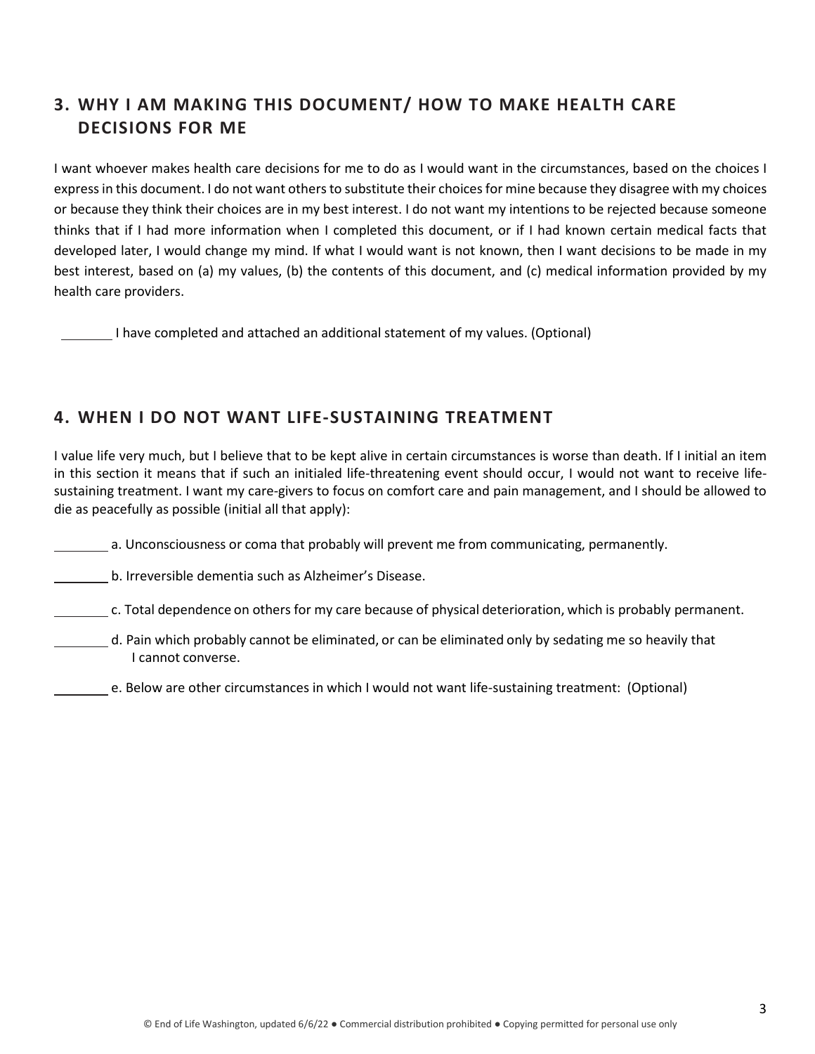## 3. WHY I AM MAKING THIS DOCUMENT/ HOW TO MAKE HEALTH CARE DECISIONS FOR ME

I want whoever makes health care decisions for me to do as I would want in the circumstances, based on the choices I express in this document. I do not want others to substitute their choices for mine because they disagree with my choices or because they think their choices are in my best interest. I do not want my intentions to be rejected because someone thinks that if I had more information when I completed this document, or if I had known certain medical facts that developed later, I would change my mind. If what I would want is not known, then I want decisions to be made in my best interest, based on (a) my values, (b) the contents of this document, and (c) medical information provided by my health care providers.

\_\_\_\_\_\_\_\_ I have completed and attached an additional statement of my values. (Optional)

## 4. WHEN I DO NOT WANT LIFE-SUSTAINING TREATMENT

I value life very much, but I believe that to be kept alive in certain circumstances is worse than death. If I initial an item in this section it means that if such an initialed life-threatening event should occur, I would not want to receive life-sustaining treatment. I want my care-givers to focus on comfort care and pain management, and I should be allowed to die as peacefully as possible (initial all that apply):

\_\_\_\_\_\_\_\_ a. Unconsciousness or coma that probably will prevent me from communicating, permanently.

\_\_\_\_\_\_\_\_ b. Irreversible dementia such as Alzheimer's Disease.

\_\_\_\_\_\_\_\_ c. Total dependence on others for my care because of physical deterioration, which is probably permanent.

\_\_\_\_\_\_\_\_ d. Pain which probably cannot be eliminated, or can be eliminated only by sedating me so heavily that I cannot converse.

\_\_\_\_\_\_\_\_ e. Below are other circumstances in which I would not want life-sustaining treatment: (Optional)

© End of Life Washington, updated 6/6/22 ● Commercial distribution prohibited ● Copying permitted for personal use only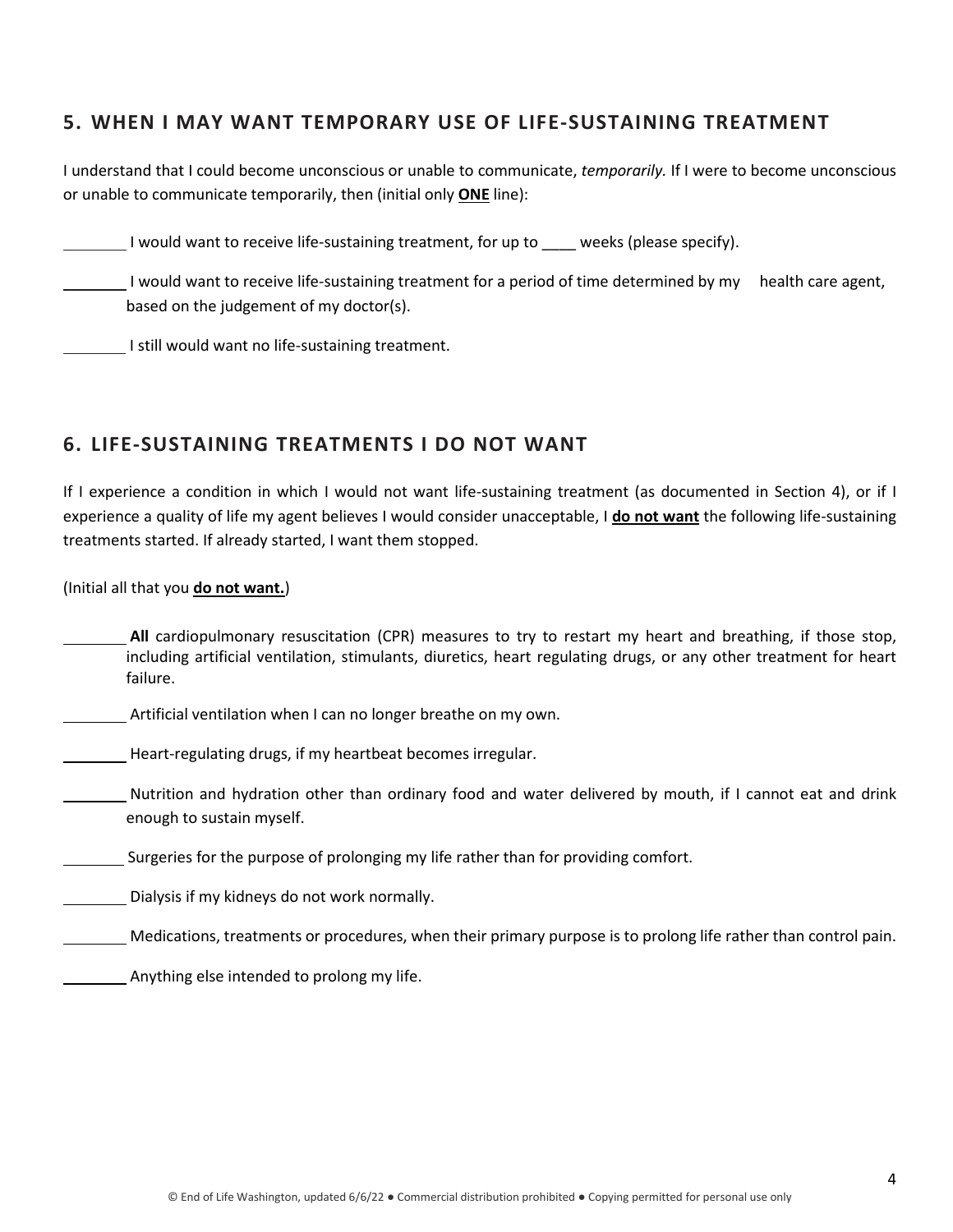## 5. WHEN I MAY WANT TEMPORARY USE OF LIFE-SUSTAINING TREATMENT

I understand that I could become unconscious or unable to communicate, *temporarily.* If I were to become unconscious or unable to communicate temporarily, then (initial only **<u>ONE</u>** line):

________ I would want to receive life-sustaining treatment, for up to ____ weeks (please specify).

________ I would want to receive life-sustaining treatment for a period of time determined by my health care agent, based on the judgement of my doctor(s).

________ I still would want no life-sustaining treatment.

## 6. LIFE-SUSTAINING TREATMENTS I DO NOT WANT

If I experience a condition in which I would not want life-sustaining treatment (as documented in Section 4), or if I experience a quality of life my agent believes I would consider unacceptable, I **<u>do not want</u>** the following life-sustaining treatments started. If already started, I want them stopped.

(Initial all that you **<u>do not want.</u>**)

________ **All** cardiopulmonary resuscitation (CPR) measures to try to restart my heart and breathing, if those stop, including artificial ventilation, stimulants, diuretics, heart regulating drugs, or any other treatment for heart failure.

________ Artificial ventilation when I can no longer breathe on my own.

________ Heart-regulating drugs, if my heartbeat becomes irregular.

________ Nutrition and hydration other than ordinary food and water delivered by mouth, if I cannot eat and drink enough to sustain myself.

________ Surgeries for the purpose of prolonging my life rather than for providing comfort.

________ Dialysis if my kidneys do not work normally.

________ Medications, treatments or procedures, when their primary purpose is to prolong life rather than control pain.

________ Anything else intended to prolong my life.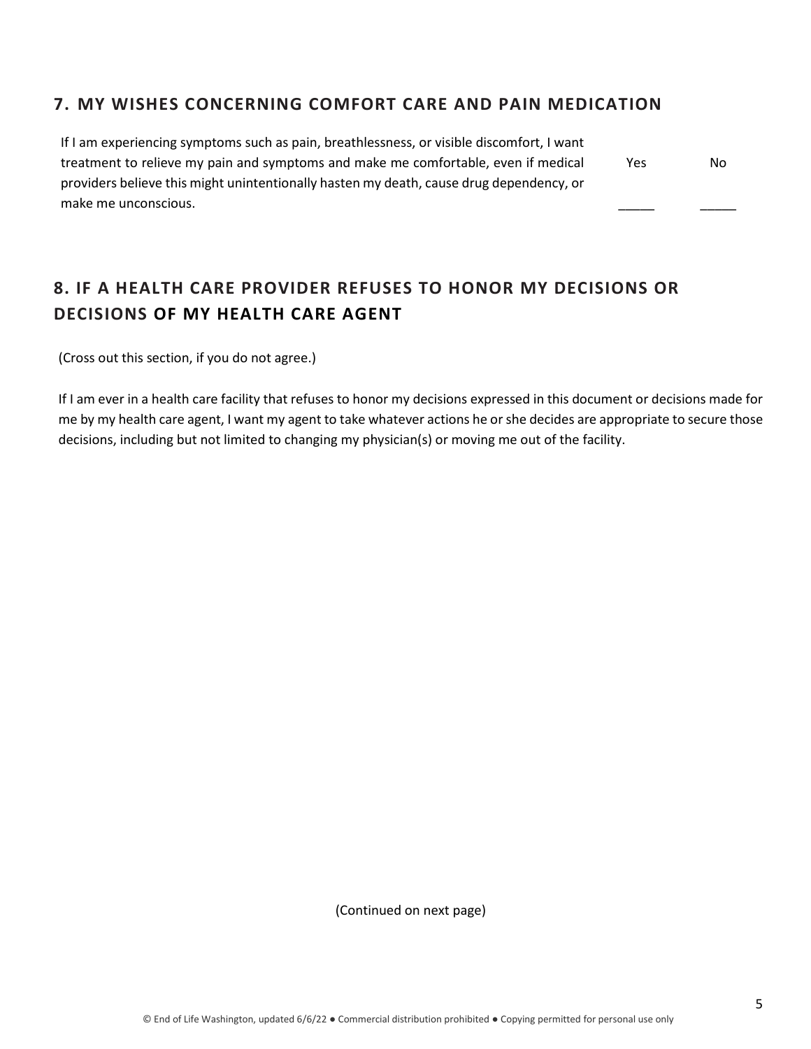## 7. MY WISHES CONCERNING COMFORT CARE AND PAIN MEDICATION

| | Yes | No |
| --- | --- | --- |
| If I am experiencing symptoms such as pain, breathlessness, or visible discomfort, I want treatment to relieve my pain and symptoms and make me comfortable, even if medical providers believe this might unintentionally hasten my death, cause drug dependency, or make me unconscious. | _____ | _____ |

## 8. IF A HEALTH CARE PROVIDER REFUSES TO HONOR MY DECISIONS OR DECISIONS OF MY HEALTH CARE AGENT

(Cross out this section, if you do not agree.)

If I am ever in a health care facility that refuses to honor my decisions expressed in this document or decisions made for me by my health care agent, I want my agent to take whatever actions he or she decides are appropriate to secure those decisions, including but not limited to changing my physician(s) or moving me out of the facility.

(Continued on next page)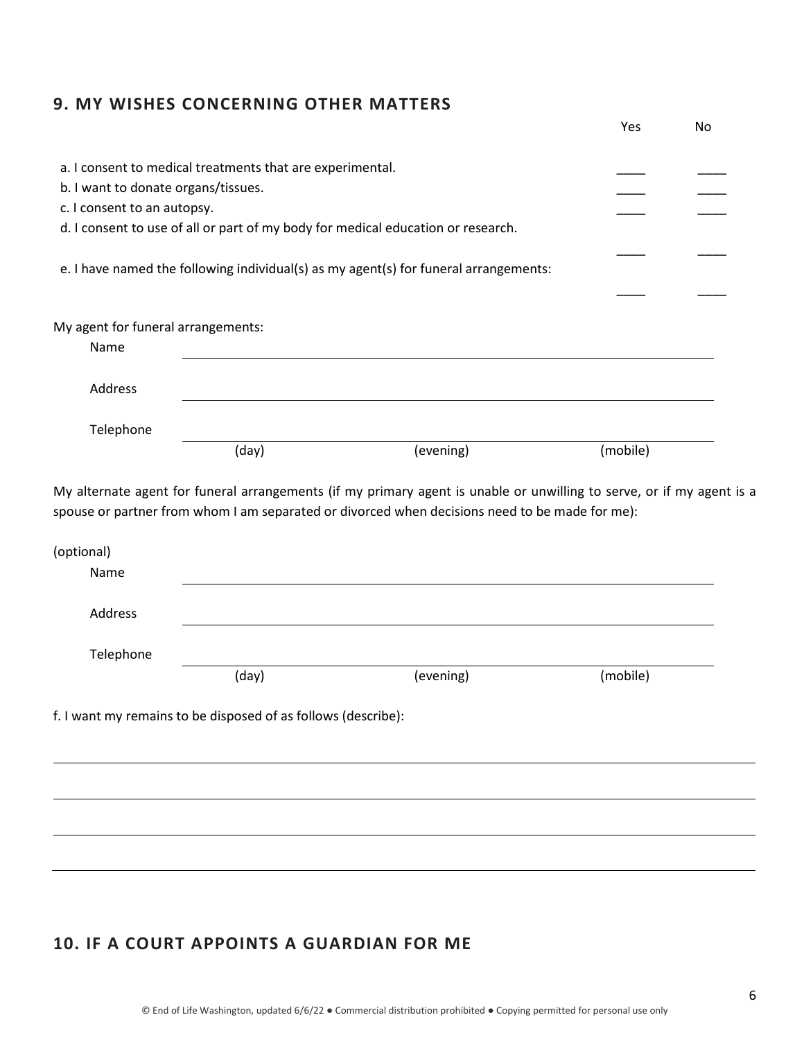## 9. MY WISHES CONCERNING OTHER MATTERS

| | Yes | No |
|---|---|---|
| a. I consent to medical treatments that are experimental. | ____ | ____ |
| b. I want to donate organs/tissues. | ____ | ____ |
| c. I consent to an autopsy. | ____ | ____ |
| d. I consent to use of all or part of my body for medical education or research. | ____ | ____ |
| e. I have named the following individual(s) as my agent(s) for funeral arrangements: | ____ | ____ |

My agent for funeral arrangements:

Name ________________________________________________

Address ________________________________________________

Telephone ________________________________________________
(day) (evening) (mobile)

My alternate agent for funeral arrangements (if my primary agent is unable or unwilling to serve, or if my agent is a spouse or partner from whom I am separated or divorced when decisions need to be made for me):

(optional)

Name ________________________________________________

Address ________________________________________________

Telephone ________________________________________________
(day) (evening) (mobile)

f. I want my remains to be disposed of as follows (describe):

________________________________________________

________________________________________________

________________________________________________

________________________________________________

## 10. IF A COURT APPOINTS A GUARDIAN FOR ME

© End of Life Washington, updated 6/6/22 ● Commercial distribution prohibited ● Copying permitted for personal use only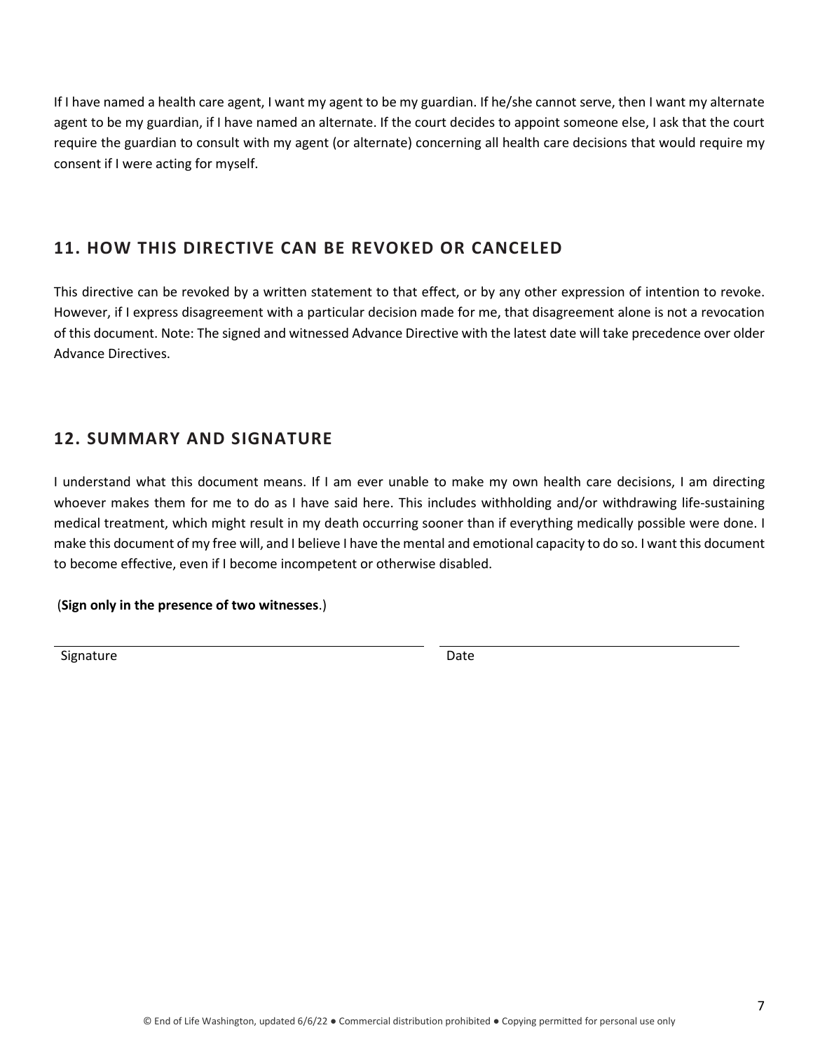If I have named a health care agent, I want my agent to be my guardian. If he/she cannot serve, then I want my alternate agent to be my guardian, if I have named an alternate. If the court decides to appoint someone else, I ask that the court require the guardian to consult with my agent (or alternate) concerning all health care decisions that would require my consent if I were acting for myself.

## 11. HOW THIS DIRECTIVE CAN BE REVOKED OR CANCELED

This directive can be revoked by a written statement to that effect, or by any other expression of intention to revoke. However, if I express disagreement with a particular decision made for me, that disagreement alone is not a revocation of this document. Note: The signed and witnessed Advance Directive with the latest date will take precedence over older Advance Directives.

## 12. SUMMARY AND SIGNATURE

I understand what this document means. If I am ever unable to make my own health care decisions, I am directing whoever makes them for me to do as I have said here. This includes withholding and/or withdrawing life-sustaining medical treatment, which might result in my death occurring sooner than if everything medically possible were done. I make this document of my free will, and I believe I have the mental and emotional capacity to do so. I want this document to become effective, even if I become incompetent or otherwise disabled.

(**Sign only in the presence of two witnesses**.)

\_\_\_\_\_\_\_\_\_\_\_\_\_\_\_\_\_\_\_\_\_\_\_\_\_\_\_\_\_\_\_\_\_\_\_\_\_\_\_\_ \_\_\_\_\_\_\_\_\_\_\_\_\_\_\_\_\_\_\_\_\_\_\_\_\_\_\_\_\_\_\_\_\_\_\_\_\_\_\_\_

Signature Date

© End of Life Washington, updated 6/6/22 ● Commercial distribution prohibited ● Copying permitted for personal use only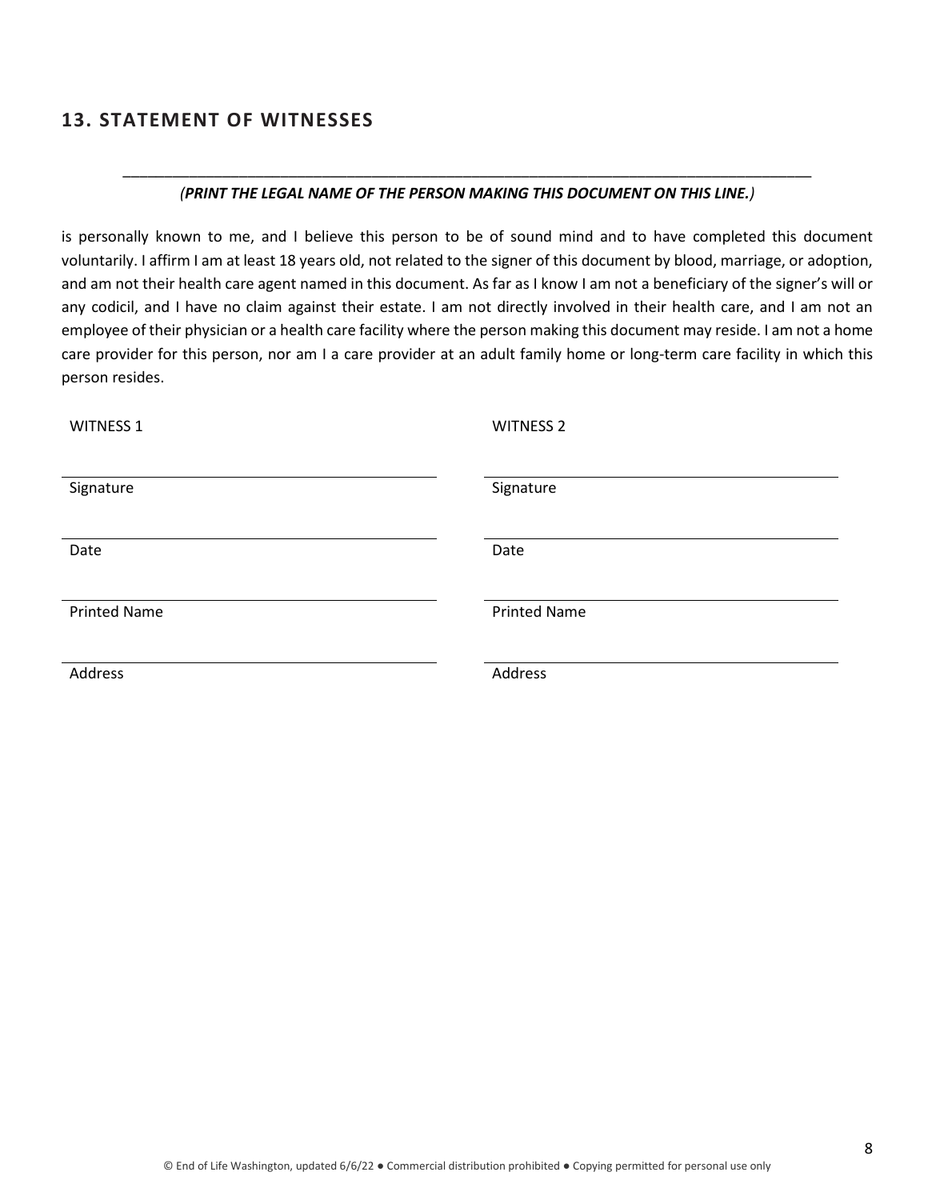## 13. STATEMENT OF WITNESSES

_______________________________________________________________________________

*(**PRINT THE LEGAL NAME OF THE PERSON MAKING THIS DOCUMENT ON THIS LINE.**)*

is personally known to me, and I believe this person to be of sound mind and to have completed this document voluntarily. I affirm I am at least 18 years old, not related to the signer of this document by blood, marriage, or adoption, and am not their health care agent named in this document. As far as I know I am not a beneficiary of the signer's will or any codicil, and I have no claim against their estate. I am not directly involved in their health care, and I am not an employee of their physician or a health care facility where the person making this document may reside. I am not a home care provider for this person, nor am I a care provider at an adult family home or long-term care facility in which this person resides.

WITNESS 1

_______________________________________
Signature

_______________________________________
Date

_______________________________________
Printed Name

_______________________________________
Address

WITNESS 2

_______________________________________
Signature

_______________________________________
Date

_______________________________________
Printed Name

_______________________________________
Address

© End of Life Washington, updated 6/6/22 ● Commercial distribution prohibited ● Copying permitted for personal use only